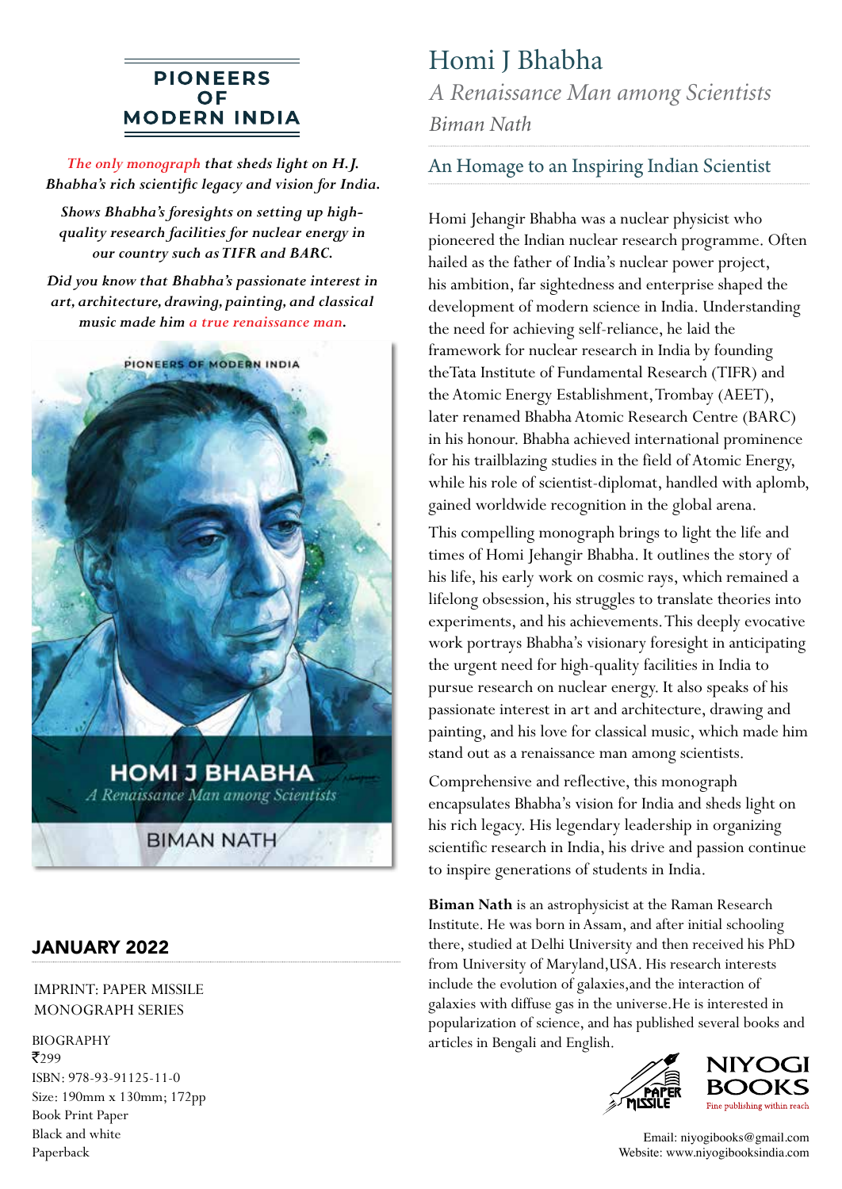**PIONEERS OF MODERN INDIA**

*The only monograph that sheds light on H.J. Bhabha's rich scientific legacy and vision for India.*

*Shows Bhabha's foresights on setting up high-quality research facilities for nuclear energy in our country such as TIFR and BARC.*

*Did you know that Bhabha's passionate interest in art, architecture, drawing, painting, and classical music made him a true renaissance man.*

## JANUARY 2022

IMPRINT: PAPER MISSILE
MONOGRAPH SERIES

BIOGRAPHY
₹299
ISBN: 978-93-91125-11-0
Size: 190mm x 130mm; 172pp
Book Print Paper
Black and white
Paperback

# Homi J Bhabha

*A Renaissance Man among Scientists*

*Biman Nath*

## An Homage to an Inspiring Indian Scientist

Homi Jehangir Bhabha was a nuclear physicist who pioneered the Indian nuclear research programme. Often hailed as the father of India's nuclear power project, his ambition, far sightedness and enterprise shaped the development of modern science in India. Understanding the need for achieving self-reliance, he laid the framework for nuclear research in India by founding theTata Institute of Fundamental Research (TIFR) and the Atomic Energy Establishment, Trombay (AEET), later renamed Bhabha Atomic Research Centre (BARC) in his honour. Bhabha achieved international prominence for his trailblazing studies in the field of Atomic Energy, while his role of scientist-diplomat, handled with aplomb, gained worldwide recognition in the global arena.

This compelling monograph brings to light the life and times of Homi Jehangir Bhabha. It outlines the story of his life, his early work on cosmic rays, which remained a lifelong obsession, his struggles to translate theories into experiments, and his achievements. This deeply evocative work portrays Bhabha's visionary foresight in anticipating the urgent need for high-quality facilities in India to pursue research on nuclear energy. It also speaks of his passionate interest in art and architecture, drawing and painting, and his love for classical music, which made him stand out as a renaissance man among scientists.

Comprehensive and reflective, this monograph encapsulates Bhabha's vision for India and sheds light on his rich legacy. His legendary leadership in organizing scientific research in India, his drive and passion continue to inspire generations of students in India.

**Biman Nath** is an astrophysicist at the Raman Research Institute. He was born in Assam, and after initial schooling there, studied at Delhi University and then received his PhD from University of Maryland,USA. His research interests include the evolution of galaxies,and the interaction of galaxies with diffuse gas in the universe.He is interested in popularization of science, and has published several books and articles in Bengali and English.

PAPER MISSILE

NIYOGI BOOKS
Fine publishing within reach

Email: niyogibooks@gmail.com
Website: www.niyogibooksindia.com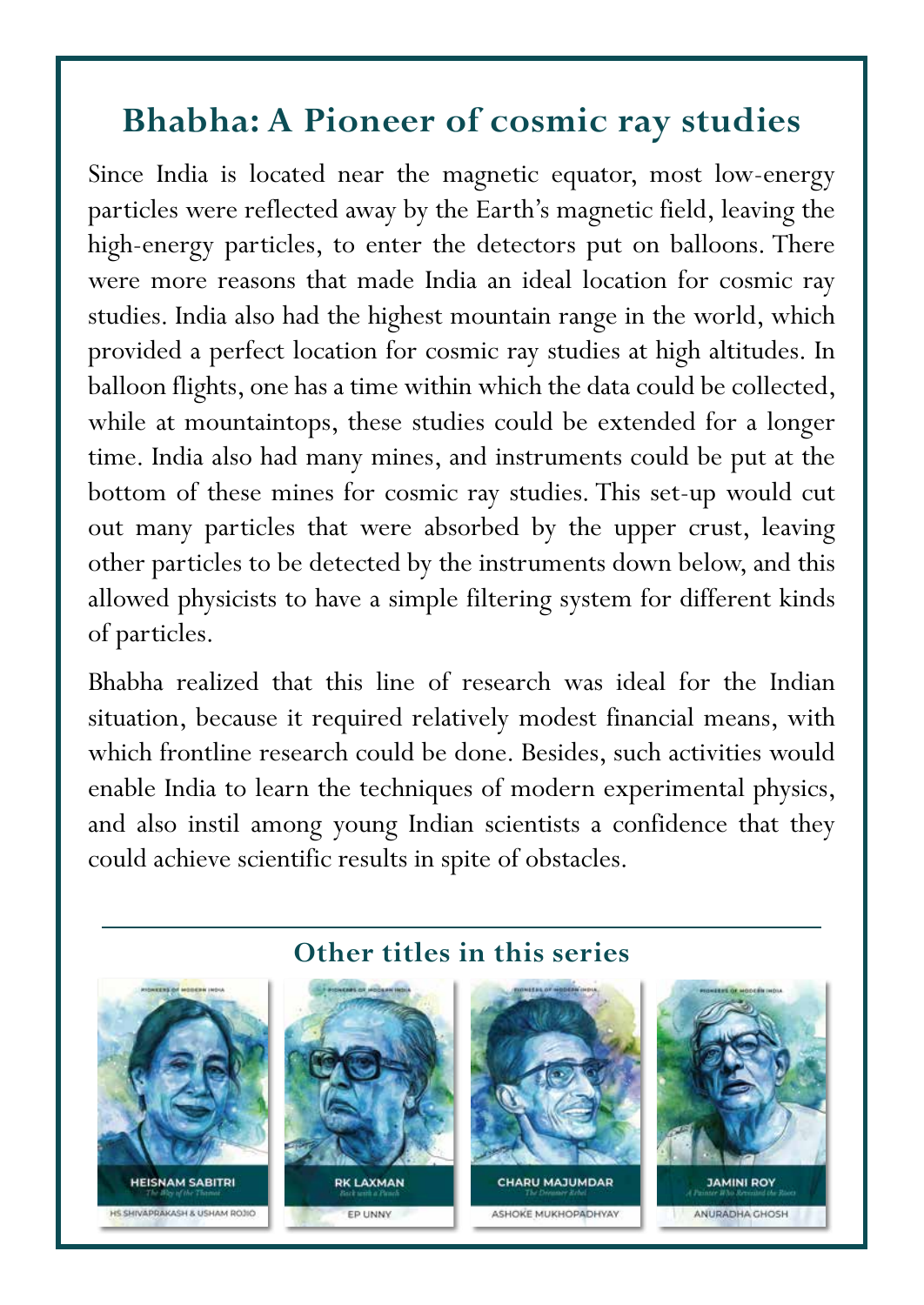## Bhabha: A Pioneer of cosmic ray studies

Since India is located near the magnetic equator, most low-energy particles were reflected away by the Earth's magnetic field, leaving the high-energy particles, to enter the detectors put on balloons. There were more reasons that made India an ideal location for cosmic ray studies. India also had the highest mountain range in the world, which provided a perfect location for cosmic ray studies at high altitudes. In balloon flights, one has a time within which the data could be collected, while at mountaintops, these studies could be extended for a longer time. India also had many mines, and instruments could be put at the bottom of these mines for cosmic ray studies. This set-up would cut out many particles that were absorbed by the upper crust, leaving other particles to be detected by the instruments down below, and this allowed physicists to have a simple filtering system for different kinds of particles.

Bhabha realized that this line of research was ideal for the Indian situation, because it required relatively modest financial means, with which frontline research could be done. Besides, such activities would enable India to learn the techniques of modern experimental physics, and also instil among young Indian scientists a confidence that they could achieve scientific results in spite of obstacles.

---

### Other titles in this series

PIONEERS OF MODERN INDIA
**HEISNAM SABITRI**
*The Way of the Thamoi*
HS SHIVAPRAKASH & USHAM ROJIO

PIONEERS OF MODERN INDIA
**RK LAXMAN**
*Back with a Punch*
EP UNNY

PIONEERS OF MODERN INDIA
**CHARU MAJUMDAR**
*The Dreamer Rebel*
ASHOKE MUKHOPADHYAY

PIONEERS OF MODERN INDIA
**JAMINI ROY**
*A Painter Who Revisited the Roots*
ANURADHA GHOSH